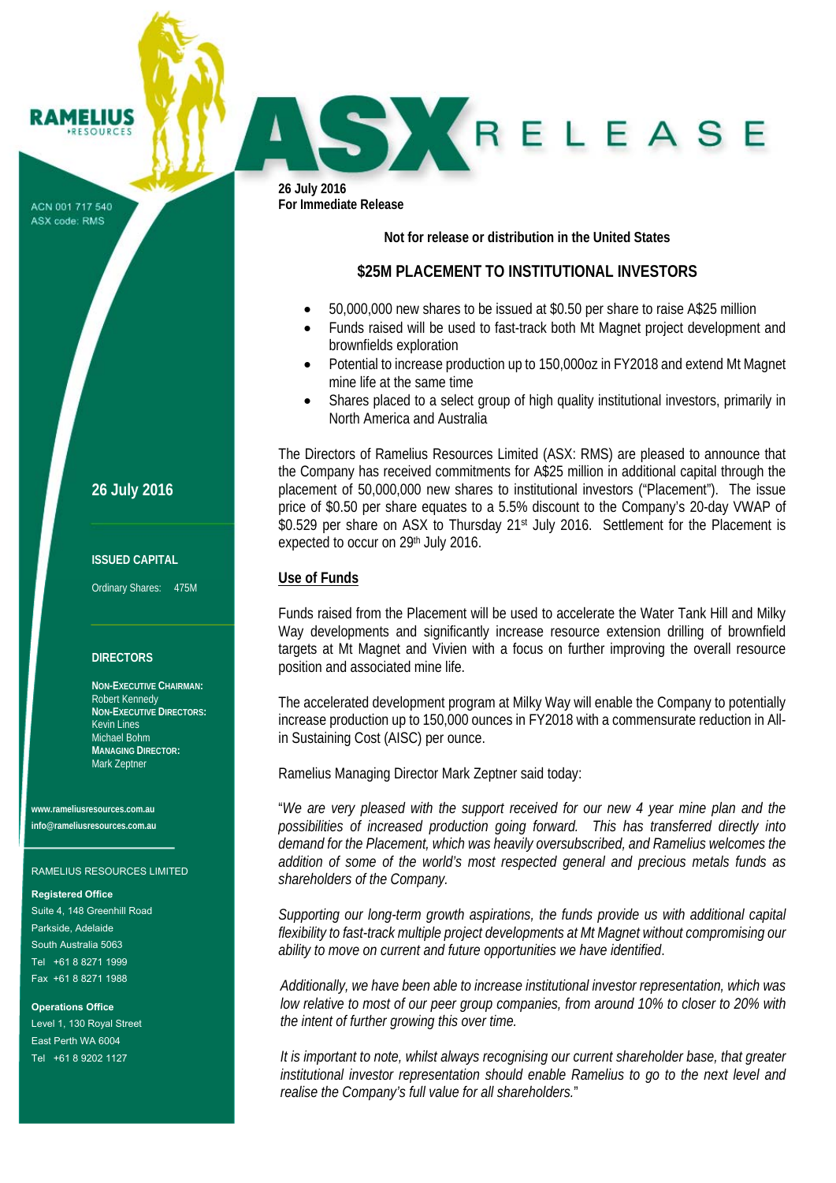RAMELIUS RESOURCES

ACN 001 717 540
ASX code: RMS

# ASX RELEASE

**26 July 2016**
**For Immediate Release**

**Not for release or distribution in the United States**

## $25M PLACEMENT TO INSTITUTIONAL INVESTORS

- 50,000,000 new shares to be issued at $0.50 per share to raise A$25 million
- Funds raised will be used to fast-track both Mt Magnet project development and brownfields exploration
- Potential to increase production up to 150,000oz in FY2018 and extend Mt Magnet mine life at the same time
- Shares placed to a select group of high quality institutional investors, primarily in North America and Australia

The Directors of Ramelius Resources Limited (ASX: RMS) are pleased to announce that the Company has received commitments for A$25 million in additional capital through the placement of 50,000,000 new shares to institutional investors ("Placement"). The issue price of $0.50 per share equates to a 5.5% discount to the Company's 20-day VWAP of $0.529 per share on ASX to Thursday 21st July 2016. Settlement for the Placement is expected to occur on 29th July 2016.

### Use of Funds

Funds raised from the Placement will be used to accelerate the Water Tank Hill and Milky Way developments and significantly increase resource extension drilling of brownfield targets at Mt Magnet and Vivien with a focus on further improving the overall resource position and associated mine life.

The accelerated development program at Milky Way will enable the Company to potentially increase production up to 150,000 ounces in FY2018 with a commensurate reduction in All-in Sustaining Cost (AISC) per ounce.

Ramelius Managing Director Mark Zeptner said today:

"*We are very pleased with the support received for our new 4 year mine plan and the possibilities of increased production going forward. This has transferred directly into demand for the Placement, which was heavily oversubscribed, and Ramelius welcomes the addition of some of the world's most respected general and precious metals funds as shareholders of the Company.*

*Supporting our long-term growth aspirations, the funds provide us with additional capital flexibility to fast-track multiple project developments at Mt Magnet without compromising our ability to move on current and future opportunities we have identified*.

*Additionally, we have been able to increase institutional investor representation, which was low relative to most of our peer group companies, from around 10% to closer to 20% with the intent of further growing this over time.*

*It is important to note, whilst always recognising our current shareholder base, that greater institutional investor representation should enable Ramelius to go to the next level and realise the Company's full value for all shareholders.*"

---

**26 July 2016**

**ISSUED CAPITAL**

Ordinary Shares: 475M

**DIRECTORS**

**NON-EXECUTIVE CHAIRMAN:**
Robert Kennedy
**NON-EXECUTIVE DIRECTORS:**
Kevin Lines
Michael Bohm
**MANAGING DIRECTOR:**
Mark Zeptner

**www.rameliusresources.com.au**
**info@rameliusresources.com.au**

RAMELIUS RESOURCES LIMITED

**Registered Office**
Suite 4, 148 Greenhill Road
Parkside, Adelaide
South Australia 5063
Tel +61 8 8271 1999
Fax +61 8 8271 1988

**Operations Office**
Level 1, 130 Royal Street
East Perth WA 6004
Tel +61 8 9202 1127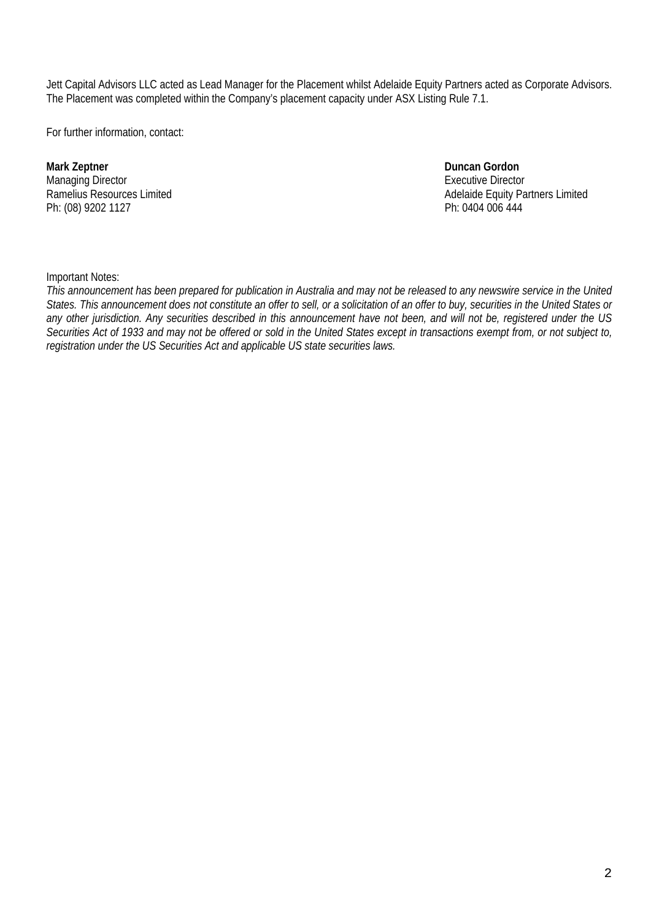Jett Capital Advisors LLC acted as Lead Manager for the Placement whilst Adelaide Equity Partners acted as Corporate Advisors. The Placement was completed within the Company's placement capacity under ASX Listing Rule 7.1.

For further information, contact:

**Mark Zeptner**
Managing Director
Ramelius Resources Limited
Ph: (08) 9202 1127

**Duncan Gordon**
Executive Director
Adelaide Equity Partners Limited
Ph: 0404 006 444

Important Notes:

*This announcement has been prepared for publication in Australia and may not be released to any newswire service in the United States. This announcement does not constitute an offer to sell, or a solicitation of an offer to buy, securities in the United States or any other jurisdiction. Any securities described in this announcement have not been, and will not be, registered under the US Securities Act of 1933 and may not be offered or sold in the United States except in transactions exempt from, or not subject to, registration under the US Securities Act and applicable US state securities laws.*